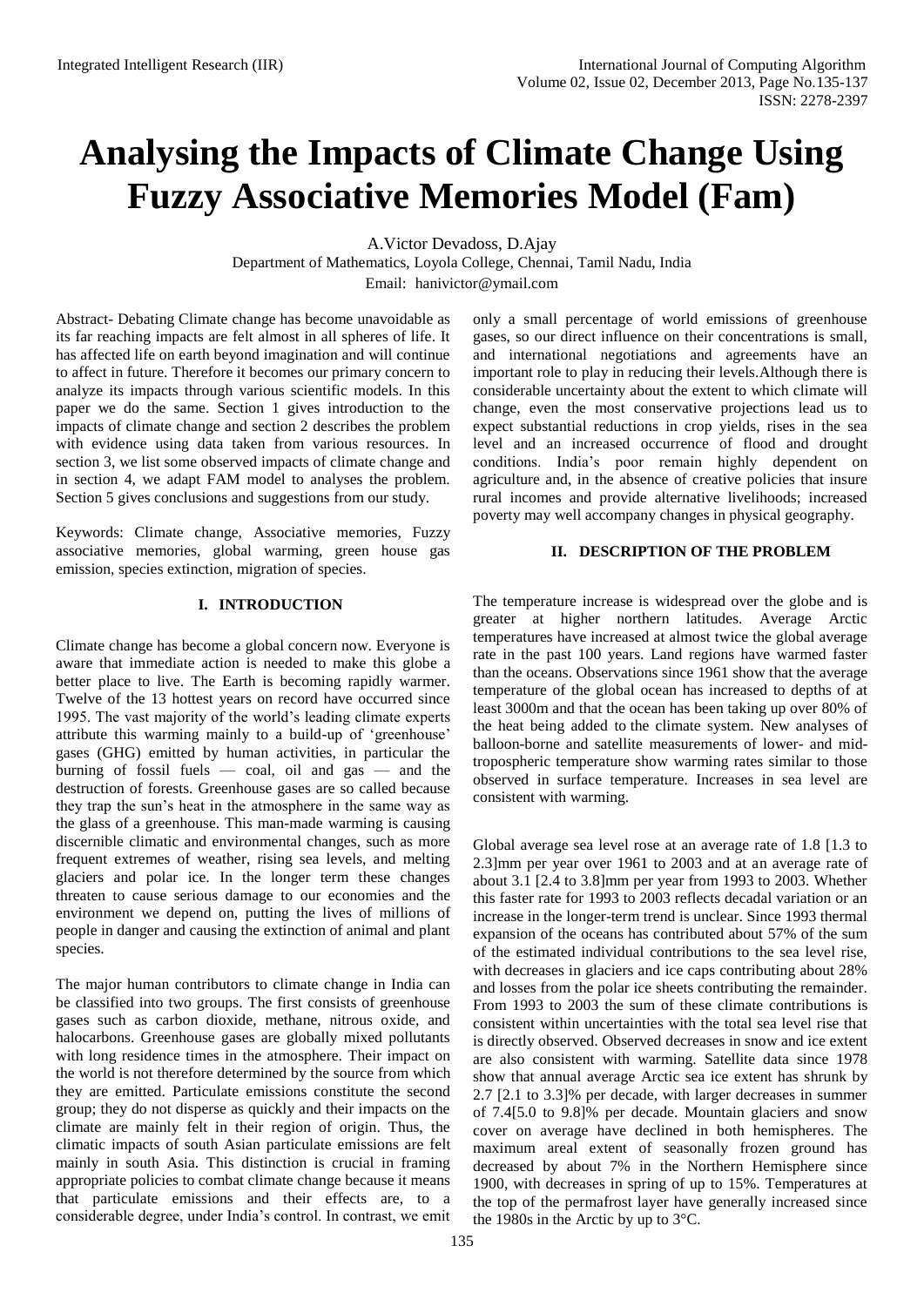# Analysing the Impacts of Climate Change Using Fuzzy Associative Memories Model (Fam)

A.Victor Devadoss, D.Ajay

Department of Mathematics, Loyola College, Chennai, Tamil Nadu, India

Email: hanivictor@ymail.com

Abstract- Debating Climate change has become unavoidable as its far reaching impacts are felt almost in all spheres of life. It has affected life on earth beyond imagination and will continue to affect in future. Therefore it becomes our primary concern to analyze its impacts through various scientific models. In this paper we do the same. Section 1 gives introduction to the impacts of climate change and section 2 describes the problem with evidence using data taken from various resources. In section 3, we list some observed impacts of climate change and in section 4, we adapt FAM model to analyses the problem. Section 5 gives conclusions and suggestions from our study.

Keywords: Climate change, Associative memories, Fuzzy associative memories, global warming, green house gas emission, species extinction, migration of species.

## I. INTRODUCTION

Climate change has become a global concern now. Everyone is aware that immediate action is needed to make this globe a better place to live. The Earth is becoming rapidly warmer. Twelve of the 13 hottest years on record have occurred since 1995. The vast majority of the world's leading climate experts attribute this warming mainly to a build-up of 'greenhouse' gases (GHG) emitted by human activities, in particular the burning of fossil fuels — coal, oil and gas — and the destruction of forests. Greenhouse gases are so called because they trap the sun's heat in the atmosphere in the same way as the glass of a greenhouse. This man-made warming is causing discernible climatic and environmental changes, such as more frequent extremes of weather, rising sea levels, and melting glaciers and polar ice. In the longer term these changes threaten to cause serious damage to our economies and the environment we depend on, putting the lives of millions of people in danger and causing the extinction of animal and plant species.

The major human contributors to climate change in India can be classified into two groups. The first consists of greenhouse gases such as carbon dioxide, methane, nitrous oxide, and halocarbons. Greenhouse gases are globally mixed pollutants with long residence times in the atmosphere. Their impact on the world is not therefore determined by the source from which they are emitted. Particulate emissions constitute the second group; they do not disperse as quickly and their impacts on the climate are mainly felt in their region of origin. Thus, the climatic impacts of south Asian particulate emissions are felt mainly in south Asia. This distinction is crucial in framing appropriate policies to combat climate change because it means that particulate emissions and their effects are, to a considerable degree, under India's control. In contrast, we emit only a small percentage of world emissions of greenhouse gases, so our direct influence on their concentrations is small, and international negotiations and agreements have an important role to play in reducing their levels.Although there is considerable uncertainty about the extent to which climate will change, even the most conservative projections lead us to expect substantial reductions in crop yields, rises in the sea level and an increased occurrence of flood and drought conditions. India's poor remain highly dependent on agriculture and, in the absence of creative policies that insure rural incomes and provide alternative livelihoods; increased poverty may well accompany changes in physical geography.

## II. DESCRIPTION OF THE PROBLEM

The temperature increase is widespread over the globe and is greater at higher northern latitudes. Average Arctic temperatures have increased at almost twice the global average rate in the past 100 years. Land regions have warmed faster than the oceans. Observations since 1961 show that the average temperature of the global ocean has increased to depths of at least 3000m and that the ocean has been taking up over 80% of the heat being added to the climate system. New analyses of balloon-borne and satellite measurements of lower- and mid-tropospheric temperature show warming rates similar to those observed in surface temperature. Increases in sea level are consistent with warming.

Global average sea level rose at an average rate of 1.8 [1.3 to 2.3]mm per year over 1961 to 2003 and at an average rate of about 3.1 [2.4 to 3.8]mm per year from 1993 to 2003. Whether this faster rate for 1993 to 2003 reflects decadal variation or an increase in the longer-term trend is unclear. Since 1993 thermal expansion of the oceans has contributed about 57% of the sum of the estimated individual contributions to the sea level rise, with decreases in glaciers and ice caps contributing about 28% and losses from the polar ice sheets contributing the remainder. From 1993 to 2003 the sum of these climate contributions is consistent within uncertainties with the total sea level rise that is directly observed. Observed decreases in snow and ice extent are also consistent with warming. Satellite data since 1978 show that annual average Arctic sea ice extent has shrunk by 2.7 [2.1 to 3.3]% per decade, with larger decreases in summer of 7.4[5.0 to 9.8]% per decade. Mountain glaciers and snow cover on average have declined in both hemispheres. The maximum areal extent of seasonally frozen ground has decreased by about 7% in the Northern Hemisphere since 1900, with decreases in spring of up to 15%. Temperatures at the top of the permafrost layer have generally increased since the 1980s in the Arctic by up to 3°C.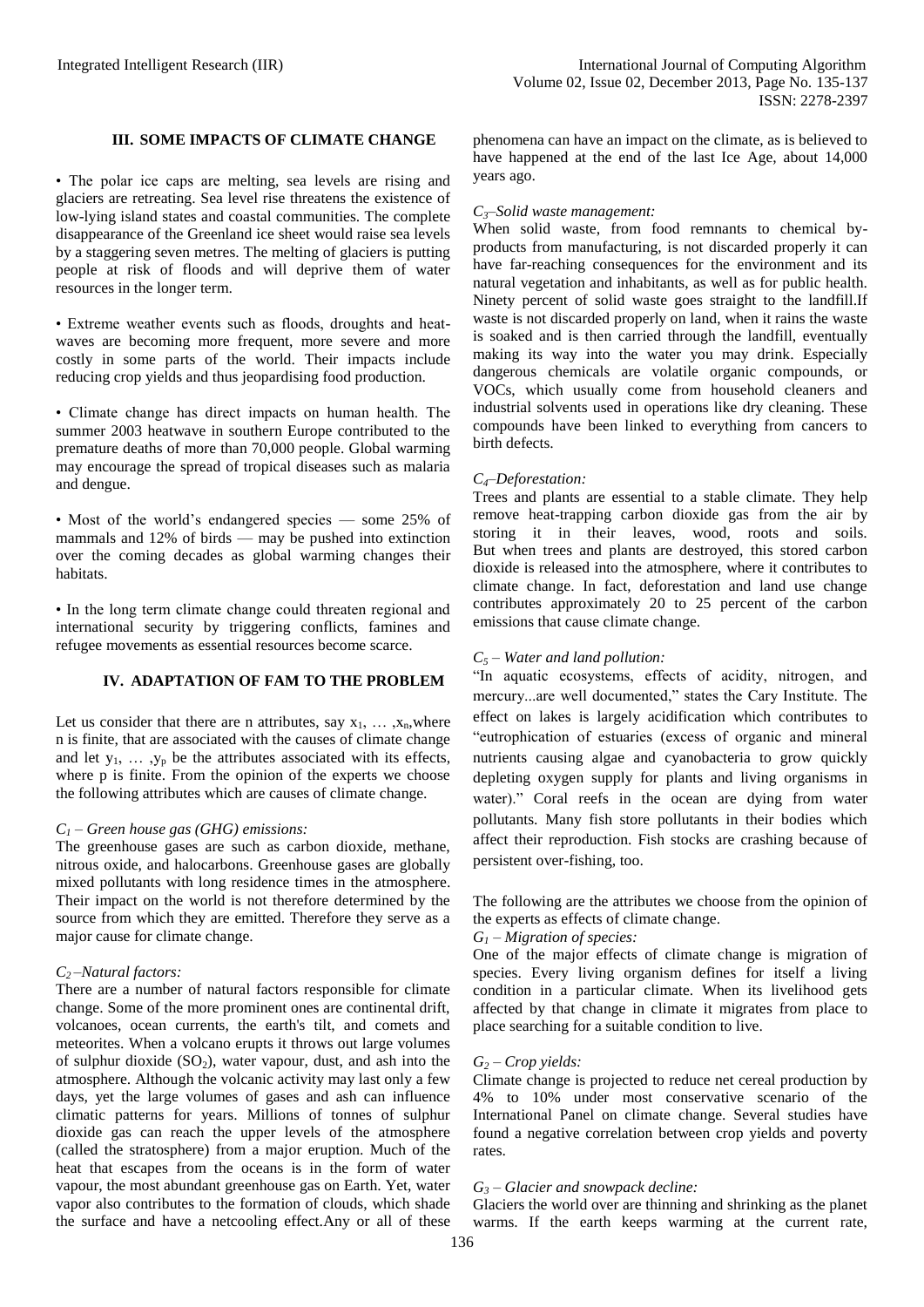## III. SOME IMPACTS OF CLIMATE CHANGE

• The polar ice caps are melting, sea levels are rising and glaciers are retreating. Sea level rise threatens the existence of low-lying island states and coastal communities. The complete disappearance of the Greenland ice sheet would raise sea levels by a staggering seven metres. The melting of glaciers is putting people at risk of floods and will deprive them of water resources in the longer term.

• Extreme weather events such as floods, droughts and heat-waves are becoming more frequent, more severe and more costly in some parts of the world. Their impacts include reducing crop yields and thus jeopardising food production.

• Climate change has direct impacts on human health. The summer 2003 heatwave in southern Europe contributed to the premature deaths of more than 70,000 people. Global warming may encourage the spread of tropical diseases such as malaria and dengue.

• Most of the world's endangered species — some 25% of mammals and 12% of birds — may be pushed into extinction over the coming decades as global warming changes their habitats.

• In the long term climate change could threaten regional and international security by triggering conflicts, famines and refugee movements as essential resources become scarce.

## IV. ADAPTATION OF FAM TO THE PROBLEM

Let us consider that there are n attributes, say $x_1, \dots, x_n$, where n is finite, that are associated with the causes of climate change and let $y_1, \dots, y_p$ be the attributes associated with its effects, where p is finite. From the opinion of the experts we choose the following attributes which are causes of climate change.

*$C_1$ – Green house gas (GHG) emissions:*

The greenhouse gases are such as carbon dioxide, methane, nitrous oxide, and halocarbons. Greenhouse gases are globally mixed pollutants with long residence times in the atmosphere. Their impact on the world is not therefore determined by the source from which they are emitted. Therefore they serve as a major cause for climate change.

*$C_2$ –Natural factors:*

There are a number of natural factors responsible for climate change. Some of the more prominent ones are continental drift, volcanoes, ocean currents, the earth's tilt, and comets and meteorites. When a volcano erupts it throws out large volumes of sulphur dioxide ($SO_2$), water vapour, dust, and ash into the atmosphere. Although the volcanic activity may last only a few days, yet the large volumes of gases and ash can influence climatic patterns for years. Millions of tonnes of sulphur dioxide gas can reach the upper levels of the atmosphere (called the stratosphere) from a major eruption. Much of the heat that escapes from the oceans is in the form of water vapour, the most abundant greenhouse gas on Earth. Yet, water vapor also contributes to the formation of clouds, which shade the surface and have a netcooling effect.Any or all of these phenomena can have an impact on the climate, as is believed to have happened at the end of the last Ice Age, about 14,000 years ago.

*$C_3$–Solid waste management:*

When solid waste, from food remnants to chemical by-products from manufacturing, is not discarded properly it can have far-reaching consequences for the environment and its natural vegetation and inhabitants, as well as for public health. Ninety percent of solid waste goes straight to the landfill.If waste is not discarded properly on land, when it rains the waste is soaked and is then carried through the landfill, eventually making its way into the water you may drink. Especially dangerous chemicals are volatile organic compounds, or VOCs, which usually come from household cleaners and industrial solvents used in operations like dry cleaning. These compounds have been linked to everything from cancers to birth defects.

*$C_4$–Deforestation:*

Trees and plants are essential to a stable climate. They help remove heat-trapping carbon dioxide gas from the air by storing it in their leaves, wood, roots and soils. But when trees and plants are destroyed, this stored carbon dioxide is released into the atmosphere, where it contributes to climate change. In fact, deforestation and land use change contributes approximately 20 to 25 percent of the carbon emissions that cause climate change.

*$C_5$ – Water and land pollution:*

"In aquatic ecosystems, effects of acidity, nitrogen, and mercury...are well documented," states the Cary Institute. The effect on lakes is largely acidification which contributes to "eutrophication of estuaries (excess of organic and mineral nutrients causing algae and cyanobacteria to grow quickly depleting oxygen supply for plants and living organisms in water)." Coral reefs in the ocean are dying from water pollutants. Many fish store pollutants in their bodies which affect their reproduction. Fish stocks are crashing because of persistent over-fishing, too.

The following are the attributes we choose from the opinion of the experts as effects of climate change.

*$G_1$ – Migration of species:*

One of the major effects of climate change is migration of species. Every living organism defines for itself a living condition in a particular climate. When its livelihood gets affected by that change in climate it migrates from place to place searching for a suitable condition to live.

*$G_2$ – Crop yields:*

Climate change is projected to reduce net cereal production by 4% to 10% under most conservative scenario of the International Panel on climate change. Several studies have found a negative correlation between crop yields and poverty rates.

*$G_3$ – Glacier and snowpack decline:*

Glaciers the world over are thinning and shrinking as the planet warms. If the earth keeps warming at the current rate,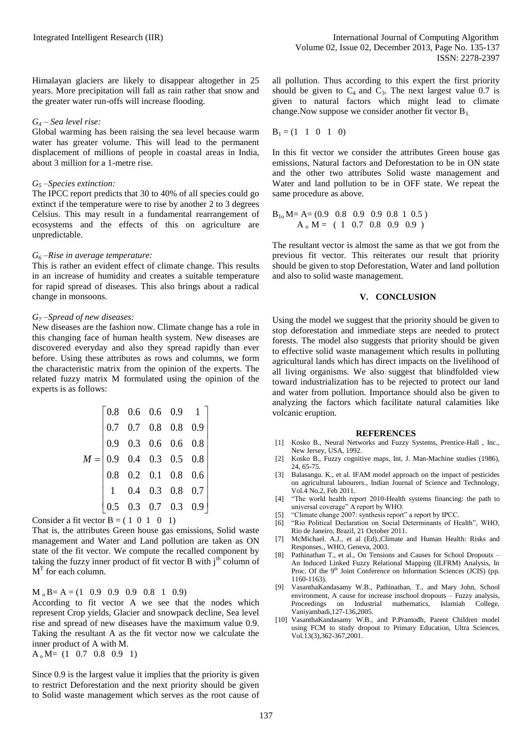Himalayan glaciers are likely to disappear altogether in 25 years. More precipitation will fall as rain rather that snow and the greater water run-offs will increase flooding.

*$G_4$ – Sea level rise:*

Global warming has been raising the sea level because warm water has greater volume. This will lead to the permanent displacement of millions of people in coastal areas in India, about 3 million for a 1-metre rise.

*$G_5$ –Species extinction:*

The IPCC report predicts that 30 to 40% of all species could go extinct if the temperature were to rise by another 2 to 3 degrees Celsius. This may result in a fundamental rearrangement of ecosystems and the effects of this on agriculture are unpredictable.

*$G_6$ –Rise in average temperature:*

This is rather an evident effect of climate change. This results in an increase of humidity and creates a suitable temperature for rapid spread of diseases. This also brings about a radical change in monsoons.

*$G_7$ –Spread of new diseases:*

New diseases are the fashion now. Climate change has a role in this changing face of human health system. New diseases are discovered everyday and also they spread rapidly than ever before. Using these attributes as rows and columns, we form the characteristic matrix from the opinion of the experts. The related fuzzy matrix M formulated using the opinion of the experts is as follows:

$$M = \begin{bmatrix} 0.8 & 0.6 & 0.6 & 0.9 & 1 \\ 0.7 & 0.7 & 0.8 & 0.8 & 0.9 \\ 0.9 & 0.3 & 0.6 & 0.6 & 0.8 \\ 0.9 & 0.4 & 0.3 & 0.5 & 0.8 \\ 0.8 & 0.2 & 0.1 & 0.8 & 0.6 \\ 1 & 0.4 & 0.3 & 0.8 & 0.7 \\ 0.5 & 0.3 & 0.7 & 0.3 & 0.9 \end{bmatrix}$$

Consider a fit vector B = ( 1 0 1 0 1)

That is, the attributes Green house gas emissions, Solid waste management and Water and Land pollution are taken as ON state of the fit vector. We compute the recalled component by taking the fuzzy inner product of fit vector B with $j^{th}$ column of $M^T$ for each column.

$M_o B = A = (1 \;\; 0.9 \;\; 0.9 \;\; 0.9 \;\; 0.8 \;\; 1 \;\; 0.9)$

According to fit vector A we see that the nodes which represent Crop yields, Glacier and snowpack decline, Sea level rise and spread of new diseases have the maximum value 0.9. Taking the resultant A as the fit vector now we calculate the inner product of A with M.

$A_o M = (1 \;\; 0.7 \;\; 0.8 \;\; 0.9 \;\; 1)$

Since 0.9 is the largest value it implies that the priority is given to restrict Deforestation and the next priority should be given to Solid waste management which serves as the root cause of all pollution. Thus according to this expert the first priority should be given to $C_4$ and $C_3$. The next largest value 0.7 is given to natural factors which might lead to climate change.Now suppose we consider another fit vector $B_1$.

$B_1 = (1 \;\; 1 \;\; 0 \;\; 1 \;\; 0)$

In this fit vector we consider the attributes Green house gas emissions, Natural factors and Deforestation to be in ON state and the other two attributes Solid waste management and Water and land pollution to be in OFF state. We repeat the same procedure as above.

$B_{1o} M = A = (0.9 \;\; 0.8 \;\; 0.9 \;\; 0.9 \;\; 0.8 \;\; 1 \;\; 0.5)$

$A_o M = ( 1 \;\; 0.7 \;\; 0.8 \;\; 0.9 \;\; 0.9 )$

The resultant vector is almost the same as that we got from the previous fit vector. This reiterates our result that priority should be given to stop Deforestation, Water and land pollution and also to solid waste management.

## V. CONCLUSION

Using the model we suggest that the priority should be given to stop deforestation and immediate steps are needed to protect forests. The model also suggests that priority should be given to effective solid waste management which results in polluting agricultural lands which has direct impacts on the livelihood of all living organisms. We also suggest that blindfolded view toward industrialization has to be rejected to protect our land and water from pollution. Importance should also be given to analyzing the factors which facilitate natural calamities like volcanic eruption.

## REFERENCES

[1] Kosko B., Neural Networks and Fuzzy Systems, Prentice-Hall , Inc., New Jersey, USA, 1992.

[2] Kosko B., Fuzzy cognitive maps, Int, J. Man-Machine studies (1986), 24, 65-75.

[3] Balasangu. K., et al. IFAM model approach on the impact of pesticides on agricultural labourers., Indian Journal of Science and Technology, Vol.4 No.2, Feb 2011.

[4] "The world health report 2010-Health systems financing: the path to universal coverage" A report by WHO.

[5] "Climate change 2007: synthesis report" a report by IPCC.

[6] "Rio Political Declaration on Social Determinants of Health", WHO, Rio de Janeiro, Brazil, 21 October 2011.

[7] McMichael. A.J., et al (Ed).,Climate and Human Health: Risks and Responses., WHO, Geneva, 2003.

[8] Pathinathan T., et al., On Tensions and Causes for School Dropouts – An Induced Linked Fuzzy Relational Mapping (ILFRM) Analysis, In Proc. Of the 9th Joint Conference on Information Sciences (JCIS) (pp. 1160-1163).

[9] VasanthaKandasamy W.B., Pathinathan, T., and Mary John, School environment, A cause for increase inschool dropouts – Fuzzy analysis, Proceedings on Industrial mathematics, Islamiah College, Vaniyambadi,127-136,2005.

[10] VasanthaKandasamy W.B., and P.Pramodh, Parent Children model using FCM to study dropout to Primary Education, Ultra Sciences, Vol.13(3),362-367,2001.